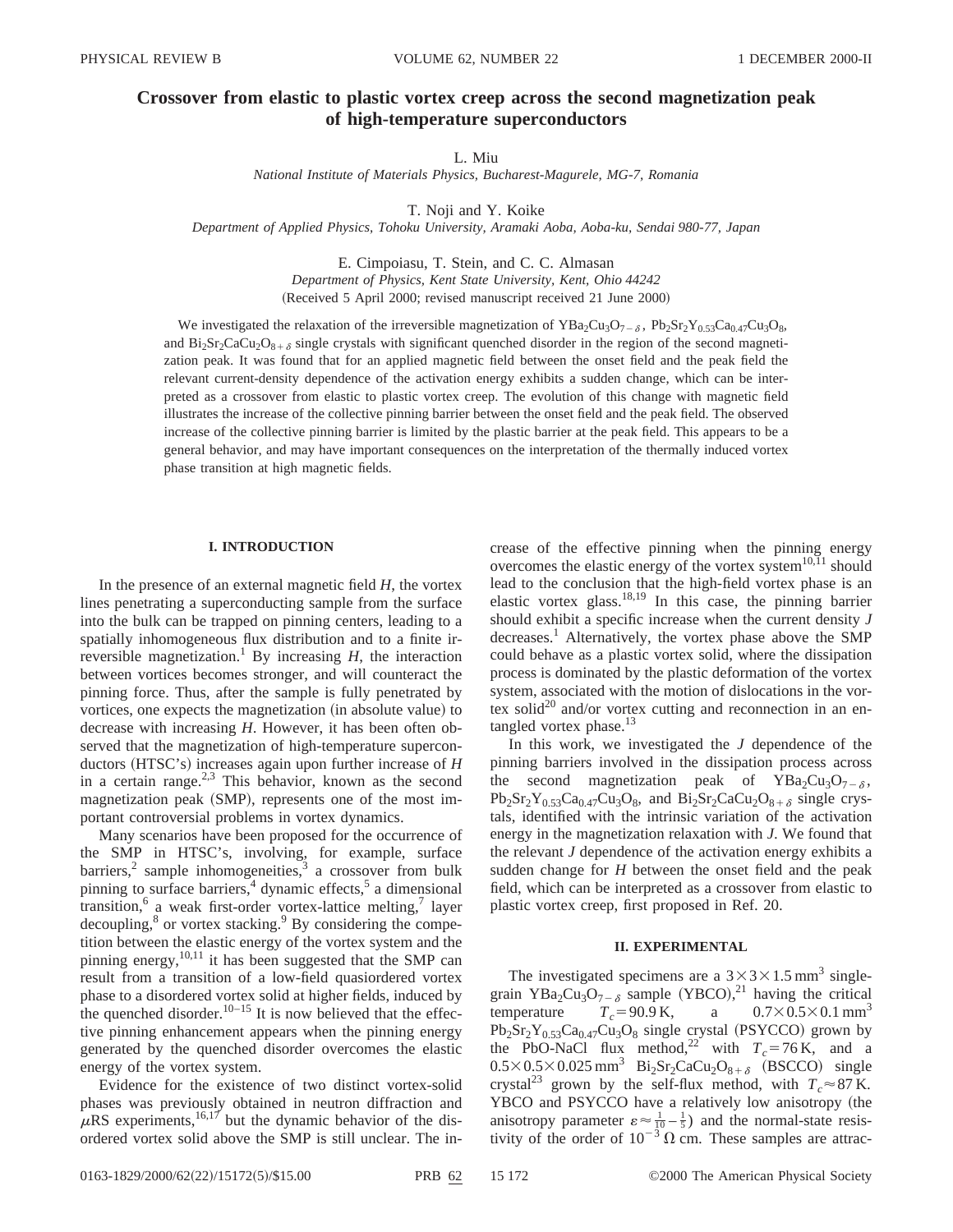# Crossover from elastic to plastic vortex creep across the second magnetization peak of high-temperature superconductors

L. Miu

*National Institute of Materials Physics, Bucharest-Magurele, MG-7, Romania*

T. Noji and Y. Koike

*Department of Applied Physics, Tohoku University, Aramaki Aoba, Aoba-ku, Sendai 980-77, Japan*

E. Cimpoiasu, T. Stein, and C. C. Almasan

*Department of Physics, Kent State University, Kent, Ohio 44242*

(Received 5 April 2000; revised manuscript received 21 June 2000)

We investigated the relaxation of the irreversible magnetization of $YBa_2Cu_3O_{7-\delta}$, $Pb_2Sr_2Y_{0.53}Ca_{0.47}Cu_3O_8$, and $Bi_2Sr_2CaCu_2O_{8+\delta}$ single crystals with significant quenched disorder in the region of the second magnetization peak. It was found that for an applied magnetic field between the onset field and the peak field the relevant current-density dependence of the activation energy exhibits a sudden change, which can be interpreted as a crossover from elastic to plastic vortex creep. The evolution of this change with magnetic field illustrates the increase of the collective pinning barrier between the onset field and the peak field. The observed increase of the collective pinning barrier is limited by the plastic barrier at the peak field. This appears to be a general behavior, and may have important consequences on the interpretation of the thermally induced vortex phase transition at high magnetic fields.

## I. INTRODUCTION

In the presence of an external magnetic field $H$, the vortex lines penetrating a superconducting sample from the surface into the bulk can be trapped on pinning centers, leading to a spatially inhomogeneous flux distribution and to a finite irreversible magnetization.[1] By increasing $H$, the interaction between vortices becomes stronger, and will counteract the pinning force. Thus, after the sample is fully penetrated by vortices, one expects the magnetization (in absolute value) to decrease with increasing $H$. However, it has been often observed that the magnetization of high-temperature superconductors (HTSC's) increases again upon further increase of $H$ in a certain range.[2,3] This behavior, known as the second magnetization peak (SMP), represents one of the most important controversial problems in vortex dynamics.

Many scenarios have been proposed for the occurrence of the SMP in HTSC's, involving, for example, surface barriers,[2] sample inhomogeneities,[3] a crossover from bulk pinning to surface barriers,[4] dynamic effects,[5] a dimensional transition,[6] a weak first-order vortex-lattice melting,[7] layer decoupling,[8] or vortex stacking.[9] By considering the competition between the elastic energy of the vortex system and the pinning energy,[10,11] it has been suggested that the SMP can result from a transition of a low-field quasiordered vortex phase to a disordered vortex solid at higher fields, induced by the quenched disorder.[10–15] It is now believed that the effective pinning enhancement appears when the pinning energy generated by the quenched disorder overcomes the elastic energy of the vortex system.

Evidence for the existence of two distinct vortex-solid phases was previously obtained in neutron diffraction and $\mu$RS experiments,[16,17] but the dynamic behavior of the disordered vortex solid above the SMP is still unclear. The increase of the effective pinning when the pinning energy overcomes the elastic energy of the vortex system[10,11] should lead to the conclusion that the high-field vortex phase is an elastic vortex glass.[18,19] In this case, the pinning barrier should exhibit a specific increase when the current density $J$ decreases.[1] Alternatively, the vortex phase above the SMP could behave as a plastic vortex solid, where the dissipation process is dominated by the plastic deformation of the vortex system, associated with the motion of dislocations in the vortex solid[20] and/or vortex cutting and reconnection in an entangled vortex phase.[13]

In this work, we investigated the $J$ dependence of the pinning barriers involved in the dissipation process across the second magnetization peak of $YBa_2Cu_3O_{7-\delta}$, $Pb_2Sr_2Y_{0.53}Ca_{0.47}Cu_3O_8$, and $Bi_2Sr_2CaCu_2O_{8+\delta}$ single crystals, identified with the intrinsic variation of the activation energy in the magnetization relaxation with $J$. We found that the relevant $J$ dependence of the activation energy exhibits a sudden change for $H$ between the onset field and the peak field, which can be interpreted as a crossover from elastic to plastic vortex creep, first proposed in Ref. 20.

## II. EXPERIMENTAL

The investigated specimens are a $3\times3\times1.5\,\mathrm{mm}^3$ single-grain $YBa_2Cu_3O_{7-\delta}$ sample (YBCO),[21] having the critical temperature $T_c=90.9\,\mathrm{K}$, a $0.7\times0.5\times0.1\,\mathrm{mm}^3$ $Pb_2Sr_2Y_{0.53}Ca_{0.47}Cu_3O_8$ single crystal (PSYCCO) grown by the PbO-NaCl flux method,[22] with $T_c=76\,\mathrm{K}$, and a $0.5\times0.5\times0.025\,\mathrm{mm}^3$ $Bi_2Sr_2CaCu_2O_{8+\delta}$ (BSCCO) single crystal[23] grown by the self-flux method, with $T_c\approx87\,\mathrm{K}$. YBCO and PSYCCO have a relatively low anisotropy (the anisotropy parameter $\varepsilon\approx\frac{1}{10}-\frac{1}{5}$) and the normal-state resistivity of the order of $10^{-3}\,\Omega\,\mathrm{cm}$. These samples are attrac-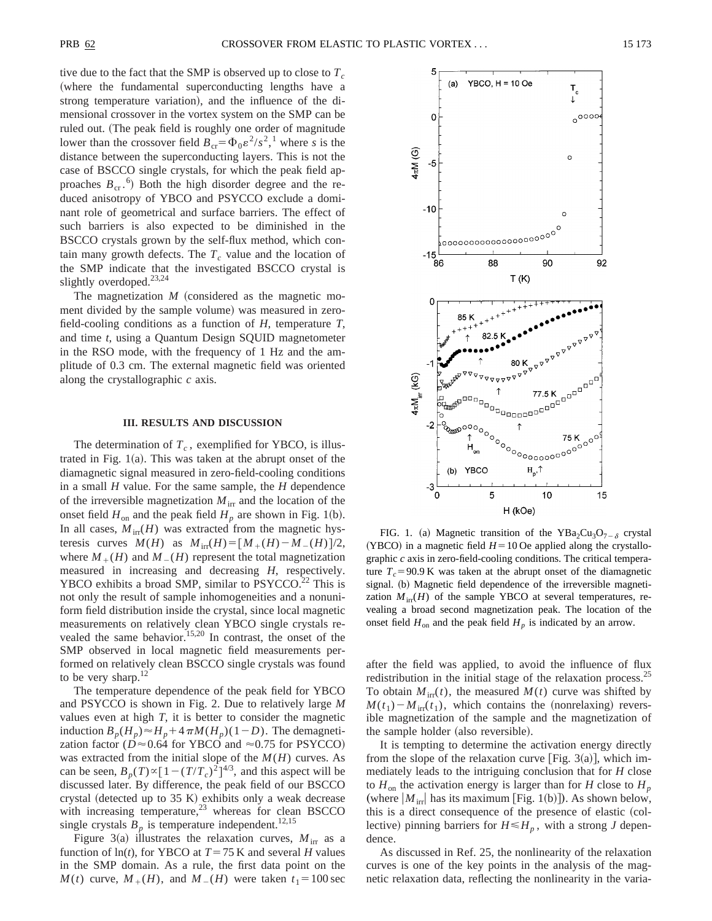tive due to the fact that the SMP is observed up to close to $T_c$ (where the fundamental superconducting lengths have a strong temperature variation), and the influence of the dimensional crossover in the vortex system on the SMP can be ruled out. (The peak field is roughly one order of magnitude lower than the crossover field $B_{\rm cr} = \Phi_0 \varepsilon^2/s^2$,[1] where $s$ is the distance between the superconducting layers. This is not the case of BSCCO single crystals, for which the peak field approaches $B_{\rm cr}$.[6]) Both the high disorder degree and the reduced anisotropy of YBCO and PSYCCO exclude a dominant role of geometrical and surface barriers. The effect of such barriers is also expected to be diminished in the BSCCO crystals grown by the self-flux method, which contain many growth defects. The $T_c$ value and the location of the SMP indicate that the investigated BSCCO crystal is slightly overdoped.[23,24]

The magnetization $M$ (considered as the magnetic moment divided by the sample volume) was measured in zero-field-cooling conditions as a function of $H$, temperature $T$, and time $t$, using a Quantum Design SQUID magnetometer in the RSO mode, with the frequency of 1 Hz and the amplitude of 0.3 cm. The external magnetic field was oriented along the crystallographic $c$ axis.

## III. RESULTS AND DISCUSSION

The determination of $T_c$, exemplified for YBCO, is illustrated in Fig. 1(a). This was taken at the abrupt onset of the diamagnetic signal measured in zero-field-cooling conditions in a small $H$ value. For the same sample, the $H$ dependence of the irreversible magnetization $M_{\rm irr}$ and the location of the onset field $H_{\rm on}$ and the peak field $H_p$ are shown in Fig. 1(b). In all cases, $M_{\rm irr}(H)$ was extracted from the magnetic hysteresis curves $M(H)$ as $M_{\rm irr}(H) = [M_+(H) - M_-(H)]/2$, where $M_+(H)$ and $M_-(H)$ represent the total magnetization measured in increasing and decreasing $H$, respectively. YBCO exhibits a broad SMP, similar to PSYCCO.[22] This is not only the result of sample inhomogeneities and a nonuniform field distribution inside the crystal, since local magnetic measurements on relatively clean YBCO single crystals revealed the same behavior.[15,20] In contrast, the onset of the SMP observed in local magnetic field measurements performed on relatively clean BSCCO single crystals was found to be very sharp.[12]

The temperature dependence of the peak field for YBCO and PSYCCO is shown in Fig. 2. Due to relatively large $M$ values even at high $T$, it is better to consider the magnetic induction $B_p(H_p) \approx H_p + 4\pi M(H_p)(1-D)$. The demagnetization factor ($D \approx 0.64$ for YBCO and $\approx 0.75$ for PSYCCO) was extracted from the initial slope of the $M(H)$ curves. As can be seen, $B_p(T) \propto [1-(T/T_c)^2]^{4/3}$, and this aspect will be discussed later. By difference, the peak field of our BSCCO crystal (detected up to 35 K) exhibits only a weak decrease with increasing temperature,[23] whereas for clean BSCCO single crystals $B_p$ is temperature independent.[12,15]

Figure 3(a) illustrates the relaxation curves, $M_{\rm irr}$ as a function of $\ln(t)$, for YBCO at $T = 75$ K and several $H$ values in the SMP domain. As a rule, the first data point on the $M(t)$ curve, $M_+(H)$, and $M_-(H)$ were taken $t_1 = 100$ sec after the field was applied, to avoid the influence of flux redistribution in the initial stage of the relaxation process.[25] To obtain $M_{\rm irr}(t)$, the measured $M(t)$ curve was shifted by $M(t_1) - M_{\rm irr}(t_1)$, which contains the (nonrelaxing) reversible magnetization of the sample and the magnetization of the sample holder (also reversible).

FIG. 1. (a) Magnetic transition of the $YBa_2Cu_3O_{7-\delta}$ crystal (YBCO) in a magnetic field $H = 10$ Oe applied along the crystallographic $c$ axis in zero-field-cooling conditions. The critical temperature $T_c = 90.9$ K was taken at the abrupt onset of the diamagnetic signal. (b) Magnetic field dependence of the irreversible magnetization $M_{\rm irr}(H)$ of the sample YBCO at several temperatures, revealing a broad second magnetization peak. The location of the onset field $H_{\rm on}$ and the peak field $H_p$ is indicated by an arrow.

It is tempting to determine the activation energy directly from the slope of the relaxation curve [Fig. 3(a)], which immediately leads to the intriguing conclusion that for $H$ close to $H_{\rm on}$ the activation energy is larger than for $H$ close to $H_p$ (where $|M_{\rm irr}|$ has its maximum [Fig. 1(b)]). As shown below, this is a direct consequence of the presence of elastic (collective) pinning barriers for $H \lesssim H_p$, with a strong $J$ dependence.

As discussed in Ref. 25, the nonlinearity of the relaxation curves is one of the key points in the analysis of the magnetic relaxation data, reflecting the nonlinearity in the varia-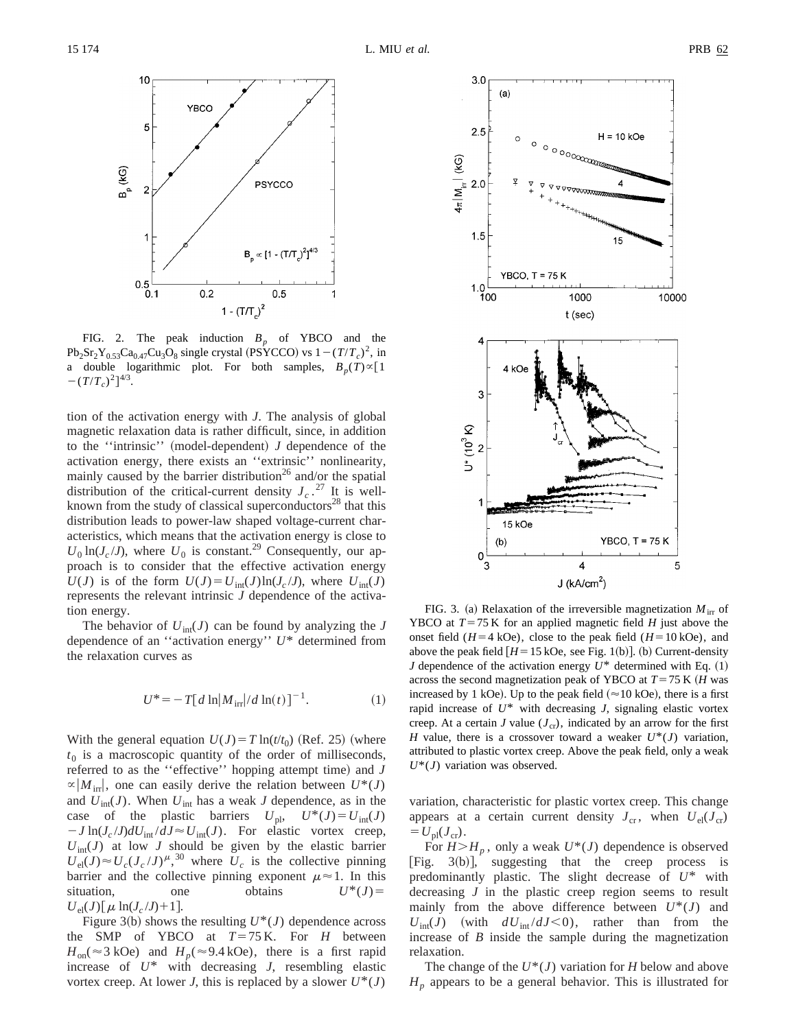FIG. 2. The peak induction $B_p$ of YBCO and the $Pb_2Sr_2Y_{0.53}Ca_{0.47}Cu_3O_8$ single crystal (PSYCCO) vs $1-(T/T_c)^2$, in a double logarithmic plot. For both samples, $B_p(T) \propto [1-(T/T_c)^2]^{4/3}$.

tion of the activation energy with $J$. The analysis of global magnetic relaxation data is rather difficult, since, in addition to the ''intrinsic'' (model-dependent) $J$ dependence of the activation energy, there exists an ''extrinsic'' nonlinearity, mainly caused by the barrier distribution[26] and/or the spatial distribution of the critical-current density $J_c$.[27] It is well-known from the study of classical superconductors[28] that this distribution leads to power-law shaped voltage-current characteristics, which means that the activation energy is close to $U_0 \ln(J_c/J)$, where $U_0$ is constant.[29] Consequently, our approach is to consider that the effective activation energy $U(J)$ is of the form $U(J)=U_{\mathrm{int}}(J)\ln(J_c/J)$, where $U_{\mathrm{int}}(J)$ represents the relevant intrinsic $J$ dependence of the activation energy.

The behavior of $U_{\mathrm{int}}(J)$ can be found by analyzing the $J$ dependence of an ''activation energy'' $U^*$ determined from the relaxation curves as

$$U^* = -T[d \ln|M_{\mathrm{irr}}|/d\ln(t)]^{-1}. \tag{1}$$

With the general equation $U(J)=T\ln(t/t_0)$ (Ref. 25) (where $t_0$ is a macroscopic quantity of the order of milliseconds, referred to as the ''effective'' hopping attempt time) and $J \propto |M_{\mathrm{irr}}|$, one can easily derive the relation between $U^*(J)$ and $U_{\mathrm{int}}(J)$. When $U_{\mathrm{int}}$ has a weak $J$ dependence, as in the case of the plastic barriers $U_{\mathrm{pl}}$, $U^*(J)=U_{\mathrm{int}}(J) - J\ln(J_c/J)dU_{\mathrm{int}}/dJ \approx U_{\mathrm{int}}(J)$. For elastic vortex creep, $U_{\mathrm{int}}(J)$ at low $J$ should be given by the elastic barrier $U_{\mathrm{el}}(J) \approx U_c(J_c/J)^{\mu}$,[30] where $U_c$ is the collective pinning barrier and the collective pinning exponent $\mu \approx 1$. In this situation, one obtains $U^*(J) = U_{\mathrm{el}}(J)[\mu \ln(J_c/J)+1]$.

Figure 3(b) shows the resulting $U^*(J)$ dependence across the SMP of YBCO at $T=75$ K. For $H$ between $H_{\mathrm{on}}(\approx 3$ kOe) and $H_p(\approx 9.4$ kOe), there is a first rapid increase of $U^*$ with decreasing $J$, resembling elastic vortex creep. At lower $J$, this is replaced by a slower $U^*(J)$ variation, characteristic for plastic vortex creep. This change appears at a certain current density $J_{\mathrm{cr}}$, when $U_{\mathrm{el}}(J_{\mathrm{cr}}) = U_{\mathrm{pl}}(J_{\mathrm{cr}})$.

For $H > H_p$, only a weak $U^*(J)$ dependence is observed [Fig. 3(b)], suggesting that the creep process is predominantly plastic. The slight decrease of $U^*$ with decreasing $J$ in the plastic creep region seems to result mainly from the above difference between $U^*(J)$ and $U_{\mathrm{int}}(J)$ (with $dU_{\mathrm{int}}/dJ<0$), rather than from the increase of $B$ inside the sample during the magnetization relaxation.

The change of the $U^*(J)$ variation for $H$ below and above $H_p$ appears to be a general behavior. This is illustrated for

FIG. 3. (a) Relaxation of the irreversible magnetization $M_{\mathrm{irr}}$ of YBCO at $T=75$ K for an applied magnetic field $H$ just above the onset field ($H=4$ kOe), close to the peak field ($H=10$ kOe), and above the peak field [$H=15$ kOe, see Fig. 1(b)]. (b) Current-density $J$ dependence of the activation energy $U^*$ determined with Eq. (1) across the second magnetization peak of YBCO at $T=75$ K ($H$ was increased by 1 kOe). Up to the peak field ($\approx 10$ kOe), there is a first rapid increase of $U^*$ with decreasing $J$, signaling elastic vortex creep. At a certain $J$ value ($J_{\mathrm{cr}}$), indicated by an arrow for the first $H$ value, there is a crossover toward a weaker $U^*(J)$ variation, attributed to plastic vortex creep. Above the peak field, only a weak $U^*(J)$ variation was observed.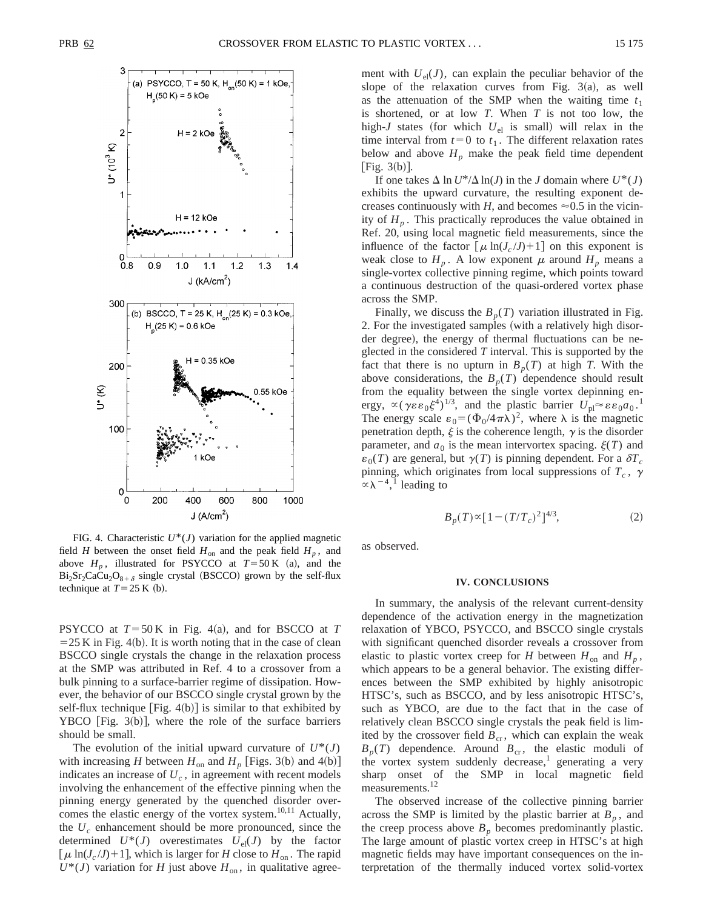FIG. 4. Characteristic $U^*(J)$ variation for the applied magnetic field $H$ between the onset field $H_{on}$ and the peak field $H_p$, and above $H_p$, illustrated for PSYCCO at $T=50\,\mathrm{K}$ (a), and the $Bi_2Sr_2CaCu_2O_{8+\delta}$ single crystal (BSCCO) grown by the self-flux technique at $T=25\,\mathrm{K}$ (b).

PSYCCO at $T=50\,\mathrm{K}$ in Fig. 4(a), and for BSCCO at $T=25\,\mathrm{K}$ in Fig. 4(b). It is worth noting that in the case of clean BSCCO single crystals the change in the relaxation process at the SMP was attributed in Ref. 4 to a crossover from a bulk pinning to a surface-barrier regime of dissipation. However, the behavior of our BSCCO single crystal grown by the self-flux technique [Fig. 4(b)] is similar to that exhibited by YBCO [Fig. 3(b)], where the role of the surface barriers should be small.

The evolution of the initial upward curvature of $U^*(J)$ with increasing $H$ between $H_{on}$ and $H_p$ [Figs. 3(b) and 4(b)] indicates an increase of $U_c$, in agreement with recent models involving the enhancement of the effective pinning when the pinning energy generated by the quenched disorder overcomes the elastic energy of the vortex system.[10,11] Actually, the $U_c$ enhancement should be more pronounced, since the determined $U^*(J)$ overestimates $U_{el}(J)$ by the factor $[\mu \ln(J_c/J)+1]$, which is larger for $H$ close to $H_{on}$. The rapid $U^*(J)$ variation for $H$ just above $H_{on}$, in qualitative agreement with $U_{el}(J)$, can explain the peculiar behavior of the slope of the relaxation curves from Fig. 3(a), as well as the attenuation of the SMP when the waiting time $t_1$ is shortened, or at low $T$. When $T$ is not too low, the high-$J$ states (for which $U_{el}$ is small) will relax in the time interval from $t=0$ to $t_1$. The different relaxation rates below and above $H_p$ make the peak field time dependent [Fig. 3(b)].

If one takes $\Delta \ln U^*/\Delta \ln(J)$ in the $J$ domain where $U^*(J)$ exhibits the upward curvature, the resulting exponent decreases continuously with $H$, and becomes $\approx 0.5$ in the vicinity of $H_p$. This practically reproduces the value obtained in Ref. 20, using local magnetic field measurements, since the influence of the factor $[\mu \ln(J_c/J)+1]$ on this exponent is weak close to $H_p$. A low exponent $\mu$ around $H_p$ means a single-vortex collective pinning regime, which points toward a continuous destruction of the quasi-ordered vortex phase across the SMP.

Finally, we discuss the $B_p(T)$ variation illustrated in Fig. 2. For the investigated samples (with a relatively high disorder degree), the energy of thermal fluctuations can be neglected in the considered $T$ interval. This is supported by the fact that there is no upturn in $B_p(T)$ at high $T$. With the above considerations, the $B_p(T)$ dependence should result from the equality between the single vortex depinning energy, $\propto(\gamma\varepsilon\varepsilon_0\xi^4)^{1/3}$, and the plastic barrier $U_{pl}\approx\varepsilon\varepsilon_0 a_0$.[1] The energy scale $\varepsilon_0=(\Phi_0/4\pi\lambda)^2$, where $\lambda$ is the magnetic penetration depth, $\xi$ is the coherence length, $\gamma$ is the disorder parameter, and $a_0$ is the mean intervortex spacing. $\xi(T)$ and $\varepsilon_0(T)$ are general, but $\gamma(T)$ is pinning dependent. For a $\delta T_c$ pinning, which originates from local suppressions of $T_c$, $\gamma \propto \lambda^{-4}$,[1] leading to

$$B_p(T)\propto[1-(T/T_c)^2]^{4/3}, \tag{2}$$

as observed.

## IV. CONCLUSIONS

In summary, the analysis of the relevant current-density dependence of the activation energy in the magnetization relaxation of YBCO, PSYCCO, and BSCCO single crystals with significant quenched disorder reveals a crossover from elastic to plastic vortex creep for $H$ between $H_{on}$ and $H_p$, which appears to be a general behavior. The existing differences between the SMP exhibited by highly anisotropic HTSC's, such as BSCCO, and by less anisotropic HTSC's, such as YBCO, are due to the fact that in the case of relatively clean BSCCO single crystals the peak field is limited by the crossover field $B_{cr}$, which can explain the weak $B_p(T)$ dependence. Around $B_{cr}$, the elastic moduli of the vortex system suddenly decrease,[1] generating a very sharp onset of the SMP in local magnetic field measurements.[12]

The observed increase of the collective pinning barrier across the SMP is limited by the plastic barrier at $B_p$, and the creep process above $B_p$ becomes predominantly plastic. The large amount of plastic vortex creep in HTSC's at high magnetic fields may have important consequences on the interpretation of the thermally induced vortex solid-vortex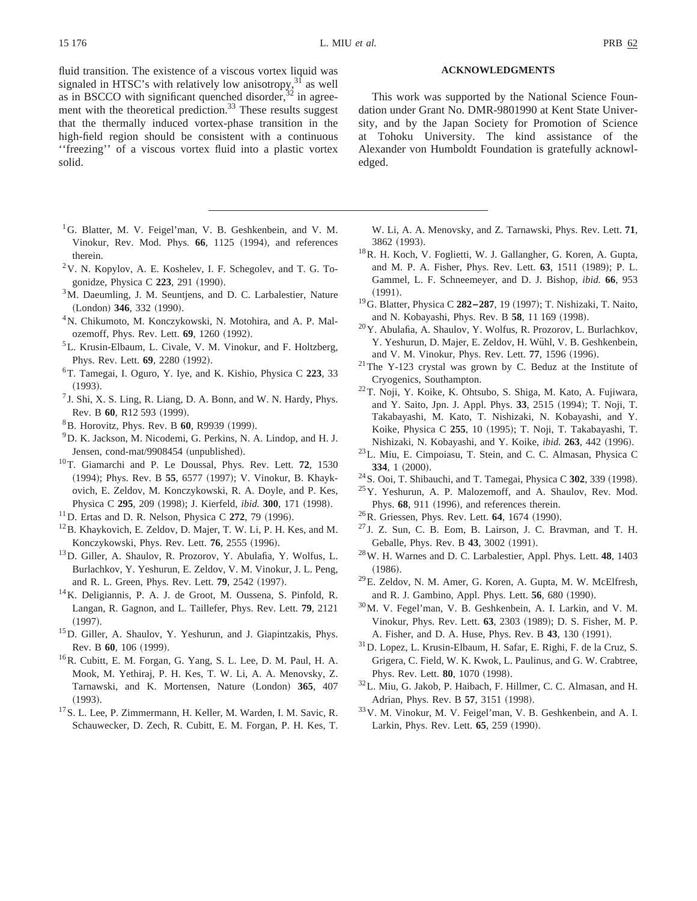fluid transition. The existence of a viscous vortex liquid was signaled in HTSC's with relatively low anisotropy,[31] as well as in BSCCO with significant quenched disorder,[32] in agreement with the theoretical prediction.[33] These results suggest that the thermally induced vortex-phase transition in the high-field region should be consistent with a continuous ''freezing'' of a viscous vortex fluid into a plastic vortex solid.

## ACKNOWLEDGMENTS

This work was supported by the National Science Foundation under Grant No. DMR-9801990 at Kent State University, and by the Japan Society for Promotion of Science at Tohoku University. The kind assistance of the Alexander von Humboldt Foundation is gratefully acknowledged.

---

[1] G. Blatter, M. V. Feigel'man, V. B. Geshkenbein, and V. M. Vinokur, Rev. Mod. Phys. **66**, 1125 (1994), and references therein.

[2] V. N. Kopylov, A. E. Koshelev, I. F. Schegolev, and T. G. Togonidze, Physica C **223**, 291 (1990).

[3] M. Daeumling, J. M. Seuntjens, and D. C. Larbalestier, Nature (London) **346**, 332 (1990).

[4] N. Chikumoto, M. Konczykowski, N. Motohira, and A. P. Malozemoff, Phys. Rev. Lett. **69**, 1260 (1992).

[5] L. Krusin-Elbaum, L. Civale, V. M. Vinokur, and F. Holtzberg, Phys. Rev. Lett. **69**, 2280 (1992).

[6] T. Tamegai, I. Oguro, Y. Iye, and K. Kishio, Physica C **223**, 33 (1993).

[7] J. Shi, X. S. Ling, R. Liang, D. A. Bonn, and W. N. Hardy, Phys. Rev. B **60**, R12 593 (1999).

[8] B. Horovitz, Phys. Rev. B **60**, R9939 (1999).

[9] D. K. Jackson, M. Nicodemi, G. Perkins, N. A. Lindop, and H. J. Jensen, cond-mat/9908454 (unpublished).

[10] T. Giamarchi and P. Le Doussal, Phys. Rev. Lett. **72**, 1530 (1994); Phys. Rev. B **55**, 6577 (1997); V. Vinokur, B. Khaykovich, E. Zeldov, M. Konczykowski, R. A. Doyle, and P. Kes, Physica C **295**, 209 (1998); J. Kierfeld, *ibid.* **300**, 171 (1998).

[11] D. Ertas and D. R. Nelson, Physica C **272**, 79 (1996).

[12] B. Khaykovich, E. Zeldov, D. Majer, T. W. Li, P. H. Kes, and M. Konczykowski, Phys. Rev. Lett. **76**, 2555 (1996).

[13] D. Giller, A. Shaulov, R. Prozorov, Y. Abulafia, Y. Wolfus, L. Burlachkov, Y. Yeshurun, E. Zeldov, V. M. Vinokur, J. L. Peng, and R. L. Green, Phys. Rev. Lett. **79**, 2542 (1997).

[14] K. Deligiannis, P. A. J. de Groot, M. Oussena, S. Pinfold, R. Langan, R. Gagnon, and L. Taillefer, Phys. Rev. Lett. **79**, 2121 (1997).

[15] D. Giller, A. Shaulov, Y. Yeshurun, and J. Giapintzakis, Phys. Rev. B **60**, 106 (1999).

[16] R. Cubitt, E. M. Forgan, G. Yang, S. L. Lee, D. M. Paul, H. A. Mook, M. Yethiraj, P. H. Kes, T. W. Li, A. A. Menovsky, Z. Tarnawski, and K. Mortensen, Nature (London) **365**, 407 (1993).

[17] S. L. Lee, P. Zimmermann, H. Keller, M. Warden, I. M. Savic, R. Schauwecker, D. Zech, R. Cubitt, E. M. Forgan, P. H. Kes, T. W. Li, A. A. Menovsky, and Z. Tarnawski, Phys. Rev. Lett. **71**, 3862 (1993).

[18] R. H. Koch, V. Foglietti, W. J. Gallangher, G. Koren, A. Gupta, and M. P. A. Fisher, Phys. Rev. Lett. **63**, 1511 (1989); P. L. Gammel, L. F. Schneemeyer, and D. J. Bishop, *ibid.* **66**, 953 (1991).

[19] G. Blatter, Physica C **282–287**, 19 (1997); T. Nishizaki, T. Naito, and N. Kobayashi, Phys. Rev. B **58**, 11 169 (1998).

[20] Y. Abulafia, A. Shaulov, Y. Wolfus, R. Prozorov, L. Burlachkov, Y. Yeshurun, D. Majer, E. Zeldov, H. Wühl, V. B. Geshkenbein, and V. M. Vinokur, Phys. Rev. Lett. **77**, 1596 (1996).

[21] The Y-123 crystal was grown by C. Beduz at the Institute of Cryogenics, Southampton.

[22] T. Noji, Y. Koike, K. Ohtsubo, S. Shiga, M. Kato, A. Fujiwara, and Y. Saito, Jpn. J. Appl. Phys. **33**, 2515 (1994); T. Noji, T. Takabayashi, M. Kato, T. Nishizaki, N. Kobayashi, and Y. Koike, Physica C **255**, 10 (1995); T. Noji, T. Takabayashi, T. Nishizaki, N. Kobayashi, and Y. Koike, *ibid.* **263**, 442 (1996).

[23] L. Miu, E. Cimpoiasu, T. Stein, and C. C. Almasan, Physica C **334**, 1 (2000).

[24] S. Ooi, T. Shibauchi, and T. Tamegai, Physica C **302**, 339 (1998).

[25] Y. Yeshurun, A. P. Malozemoff, and A. Shaulov, Rev. Mod. Phys. **68**, 911 (1996), and references therein.

[26] R. Griessen, Phys. Rev. Lett. **64**, 1674 (1990).

[27] J. Z. Sun, C. B. Eom, B. Lairson, J. C. Bravman, and T. H. Geballe, Phys. Rev. B **43**, 3002 (1991).

[28] W. H. Warnes and D. C. Larbalestier, Appl. Phys. Lett. **48**, 1403 (1986).

[29] E. Zeldov, N. M. Amer, G. Koren, A. Gupta, M. W. McElfresh, and R. J. Gambino, Appl. Phys. Lett. **56**, 680 (1990).

[30] M. V. Fegel'man, V. B. Geshkenbein, A. I. Larkin, and V. M. Vinokur, Phys. Rev. Lett. **63**, 2303 (1989); D. S. Fisher, M. P. A. Fisher, and D. A. Huse, Phys. Rev. B **43**, 130 (1991).

[31] D. Lopez, L. Krusin-Elbaum, H. Safar, E. Righi, F. de la Cruz, S. Grigera, C. Field, W. K. Kwok, L. Paulinus, and G. W. Crabtree, Phys. Rev. Lett. **80**, 1070 (1998).

[32] L. Miu, G. Jakob, P. Haibach, F. Hillmer, C. C. Almasan, and H. Adrian, Phys. Rev. B **57**, 3151 (1998).

[33] V. M. Vinokur, M. V. Feigel'man, V. B. Geshkenbein, and A. I. Larkin, Phys. Rev. Lett. **65**, 259 (1990).